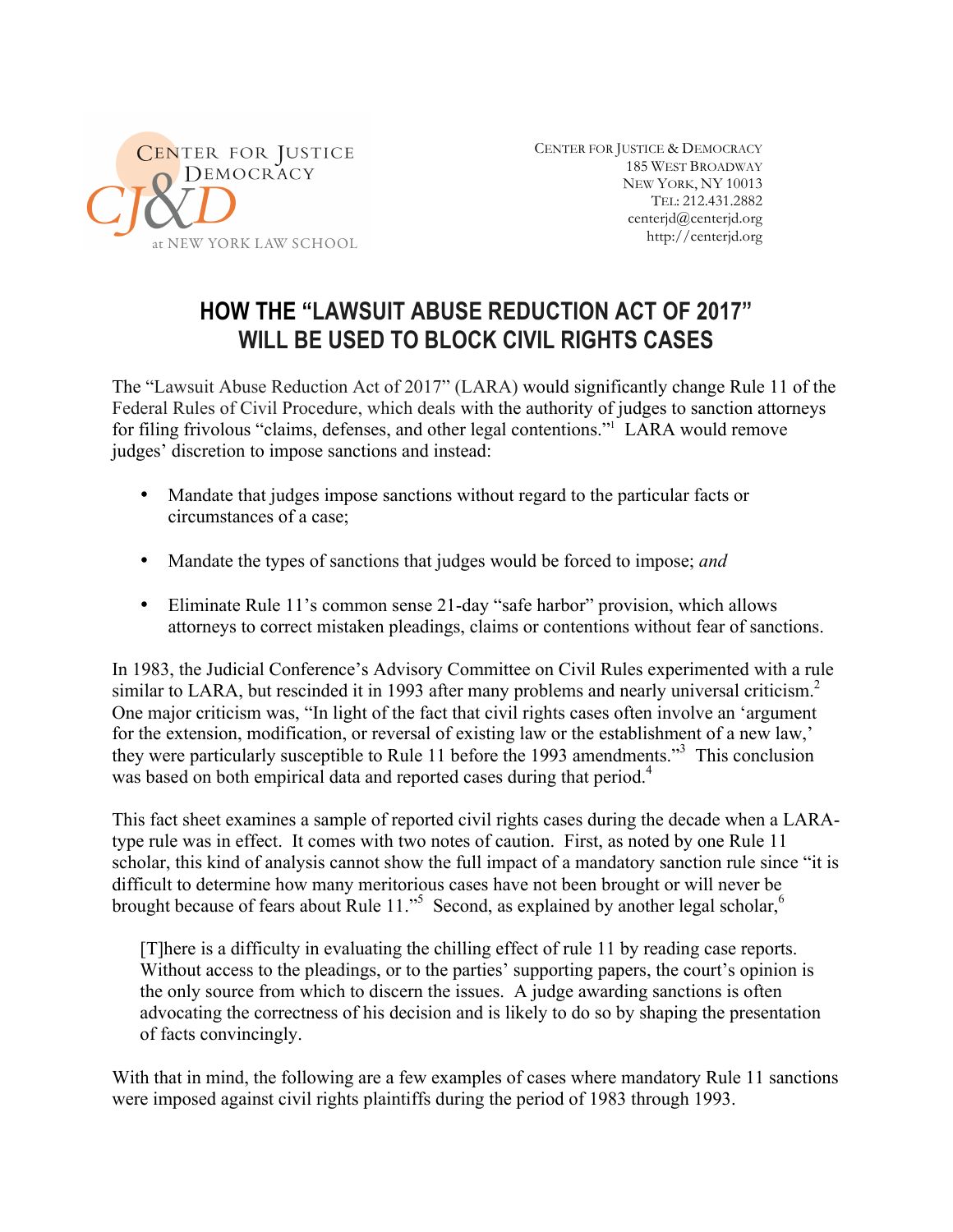CENTER FOR JUSTICE & DEMOCRACY
at NEW YORK LAW SCHOOL

CENTER FOR JUSTICE & DEMOCRACY
185 WEST BROADWAY
NEW YORK, NY 10013
TEL: 212.431.2882
centerjd@centerjd.org
http://centerjd.org

# HOW THE "LAWSUIT ABUSE REDUCTION ACT OF 2017" WILL BE USED TO BLOCK CIVIL RIGHTS CASES

The "Lawsuit Abuse Reduction Act of 2017" (LARA) would significantly change Rule 11 of the Federal Rules of Civil Procedure, which deals with the authority of judges to sanction attorneys for filing frivolous "claims, defenses, and other legal contentions."[1] LARA would remove judges' discretion to impose sanctions and instead:

- Mandate that judges impose sanctions without regard to the particular facts or circumstances of a case;
- Mandate the types of sanctions that judges would be forced to impose; *and*
- Eliminate Rule 11's common sense 21-day "safe harbor" provision, which allows attorneys to correct mistaken pleadings, claims or contentions without fear of sanctions.

In 1983, the Judicial Conference's Advisory Committee on Civil Rules experimented with a rule similar to LARA, but rescinded it in 1993 after many problems and nearly universal criticism.[2] One major criticism was, "In light of the fact that civil rights cases often involve an 'argument for the extension, modification, or reversal of existing law or the establishment of a new law,' they were particularly susceptible to Rule 11 before the 1993 amendments."[3] This conclusion was based on both empirical data and reported cases during that period.[4]

This fact sheet examines a sample of reported civil rights cases during the decade when a LARA-type rule was in effect. It comes with two notes of caution. First, as noted by one Rule 11 scholar, this kind of analysis cannot show the full impact of a mandatory sanction rule since "it is difficult to determine how many meritorious cases have not been brought or will never be brought because of fears about Rule 11."[5] Second, as explained by another legal scholar,[6]

> [T]here is a difficulty in evaluating the chilling effect of rule 11 by reading case reports. Without access to the pleadings, or to the parties' supporting papers, the court's opinion is the only source from which to discern the issues. A judge awarding sanctions is often advocating the correctness of his decision and is likely to do so by shaping the presentation of facts convincingly.

With that in mind, the following are a few examples of cases where mandatory Rule 11 sanctions were imposed against civil rights plaintiffs during the period of 1983 through 1993.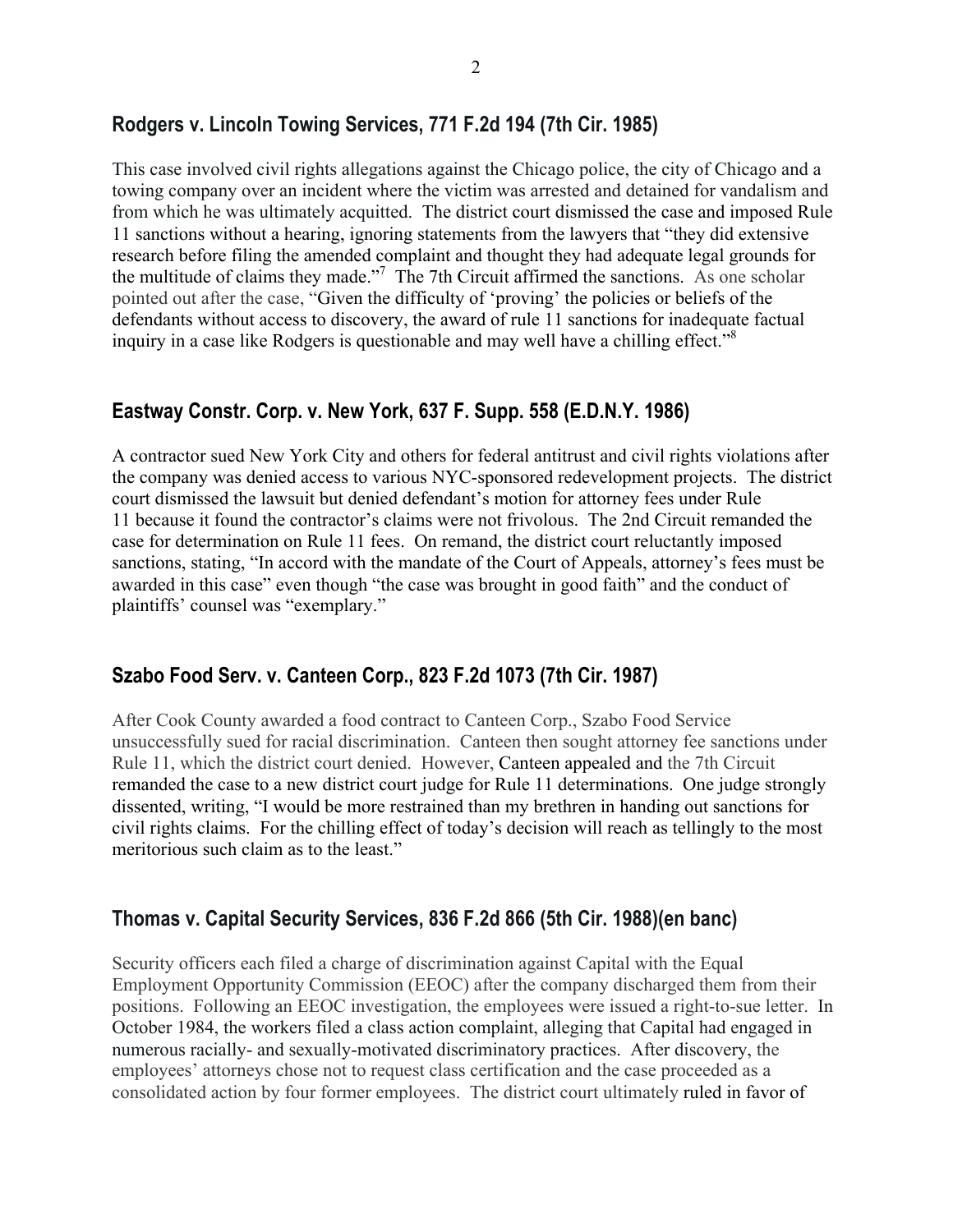## Rodgers v. Lincoln Towing Services, 771 F.2d 194 (7th Cir. 1985)

This case involved civil rights allegations against the Chicago police, the city of Chicago and a towing company over an incident where the victim was arrested and detained for vandalism and from which he was ultimately acquitted. The district court dismissed the case and imposed Rule 11 sanctions without a hearing, ignoring statements from the lawyers that "they did extensive research before filing the amended complaint and thought they had adequate legal grounds for the multitude of claims they made."[7] The 7th Circuit affirmed the sanctions. As one scholar pointed out after the case, "Given the difficulty of 'proving' the policies or beliefs of the defendants without access to discovery, the award of rule 11 sanctions for inadequate factual inquiry in a case like Rodgers is questionable and may well have a chilling effect."[8]

## Eastway Constr. Corp. v. New York, 637 F. Supp. 558 (E.D.N.Y. 1986)

A contractor sued New York City and others for federal antitrust and civil rights violations after the company was denied access to various NYC-sponsored redevelopment projects. The district court dismissed the lawsuit but denied defendant's motion for attorney fees under Rule 11 because it found the contractor's claims were not frivolous. The 2nd Circuit remanded the case for determination on Rule 11 fees. On remand, the district court reluctantly imposed sanctions, stating, "In accord with the mandate of the Court of Appeals, attorney's fees must be awarded in this case" even though "the case was brought in good faith" and the conduct of plaintiffs' counsel was "exemplary."

## Szabo Food Serv. v. Canteen Corp., 823 F.2d 1073 (7th Cir. 1987)

After Cook County awarded a food contract to Canteen Corp., Szabo Food Service unsuccessfully sued for racial discrimination. Canteen then sought attorney fee sanctions under Rule 11, which the district court denied. However, Canteen appealed and the 7th Circuit remanded the case to a new district court judge for Rule 11 determinations. One judge strongly dissented, writing, "I would be more restrained than my brethren in handing out sanctions for civil rights claims. For the chilling effect of today's decision will reach as tellingly to the most meritorious such claim as to the least."

## Thomas v. Capital Security Services, 836 F.2d 866 (5th Cir. 1988)(en banc)

Security officers each filed a charge of discrimination against Capital with the Equal Employment Opportunity Commission (EEOC) after the company discharged them from their positions. Following an EEOC investigation, the employees were issued a right-to-sue letter. In October 1984, the workers filed a class action complaint, alleging that Capital had engaged in numerous racially- and sexually-motivated discriminatory practices. After discovery, the employees' attorneys chose not to request class certification and the case proceeded as a consolidated action by four former employees. The district court ultimately ruled in favor of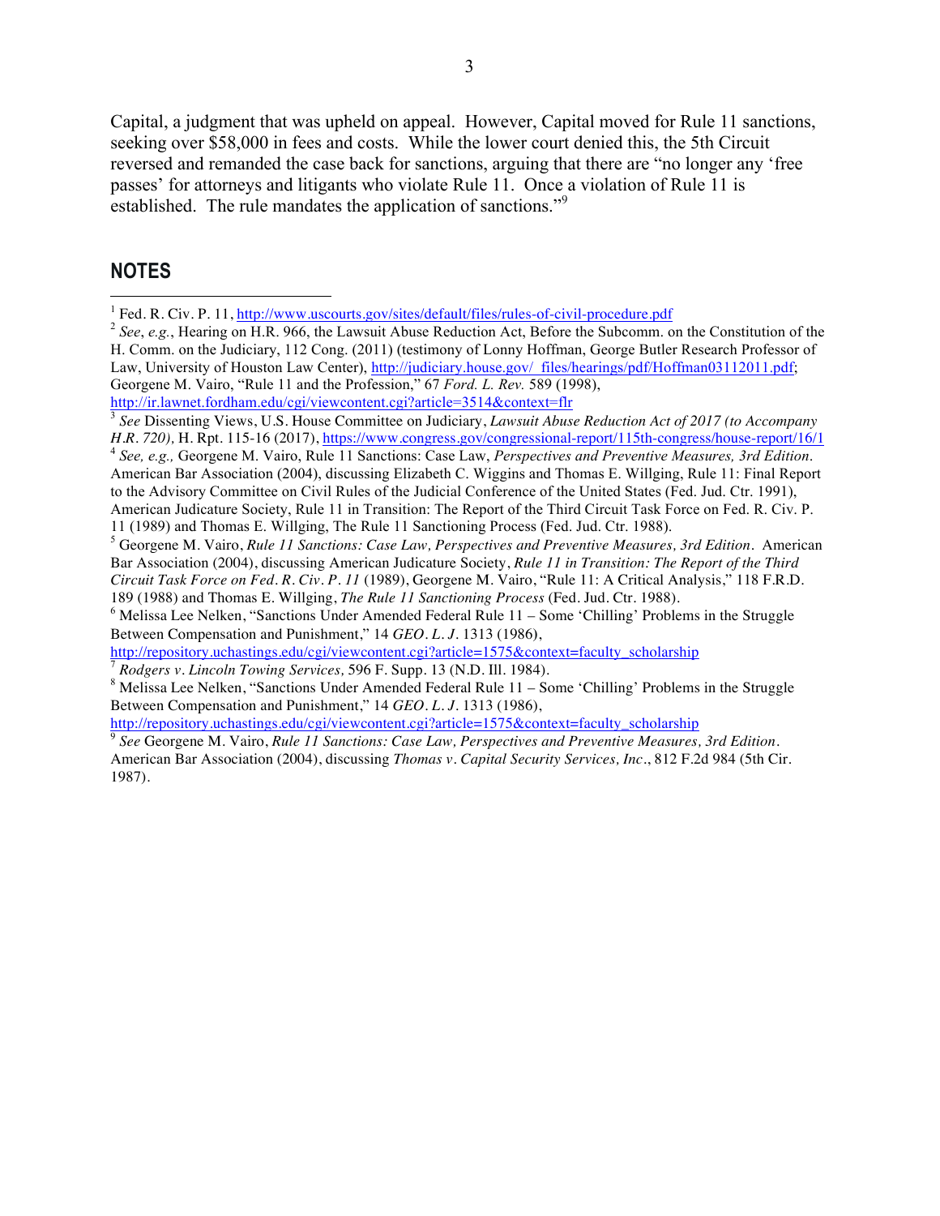Capital, a judgment that was upheld on appeal. However, Capital moved for Rule 11 sanctions, seeking over $58,000 in fees and costs. While the lower court denied this, the 5th Circuit reversed and remanded the case back for sanctions, arguing that there are "no longer any 'free passes' for attorneys and litigants who violate Rule 11. Once a violation of Rule 11 is established. The rule mandates the application of sanctions."[9]

## NOTES

[1] Fed. R. Civ. P. 11, http://www.uscourts.gov/sites/default/files/rules-of-civil-procedure.pdf

[2] *See*, *e.g.*, Hearing on H.R. 966, the Lawsuit Abuse Reduction Act, Before the Subcomm. on the Constitution of the H. Comm. on the Judiciary, 112 Cong. (2011) (testimony of Lonny Hoffman, George Butler Research Professor of Law, University of Houston Law Center), http://judiciary.house.gov/_files/hearings/pdf/Hoffman03112011.pdf; Georgene M. Vairo, "Rule 11 and the Profession," 67 *Ford. L. Rev.* 589 (1998), http://ir.lawnet.fordham.edu/cgi/viewcontent.cgi?article=3514&context=flr

[3] *See* Dissenting Views, U.S. House Committee on Judiciary, *Lawsuit Abuse Reduction Act of 2017 (to Accompany H.R. 720),* H. Rpt. 115-16 (2017), https://www.congress.gov/congressional-report/115th-congress/house-report/16/1

[4] *See, e.g.,* Georgene M. Vairo, Rule 11 Sanctions: Case Law, *Perspectives and Preventive Measures, 3rd Edition*. American Bar Association (2004), discussing Elizabeth C. Wiggins and Thomas E. Willging, Rule 11: Final Report to the Advisory Committee on Civil Rules of the Judicial Conference of the United States (Fed. Jud. Ctr. 1991), American Judicature Society, Rule 11 in Transition: The Report of the Third Circuit Task Force on Fed. R. Civ. P. 11 (1989) and Thomas E. Willging, The Rule 11 Sanctioning Process (Fed. Jud. Ctr. 1988).

[5] Georgene M. Vairo, *Rule 11 Sanctions: Case Law, Perspectives and Preventive Measures, 3rd Edition*. American Bar Association (2004), discussing American Judicature Society, *Rule 11 in Transition: The Report of the Third Circuit Task Force on Fed. R. Civ. P. 11* (1989), Georgene M. Vairo, "Rule 11: A Critical Analysis," 118 F.R.D. 189 (1988) and Thomas E. Willging, *The Rule 11 Sanctioning Process* (Fed. Jud. Ctr. 1988).

[6] Melissa Lee Nelken, "Sanctions Under Amended Federal Rule 11 – Some 'Chilling' Problems in the Struggle Between Compensation and Punishment," 14 *GEO. L. J.* 1313 (1986), http://repository.uchastings.edu/cgi/viewcontent.cgi?article=1575&context=faculty_scholarship

[7] *Rodgers v. Lincoln Towing Services,* 596 F. Supp. 13 (N.D. Ill. 1984).

[8] Melissa Lee Nelken, "Sanctions Under Amended Federal Rule 11 – Some 'Chilling' Problems in the Struggle Between Compensation and Punishment," 14 *GEO. L. J.* 1313 (1986), http://repository.uchastings.edu/cgi/viewcontent.cgi?article=1575&context=faculty_scholarship

[9] *See* Georgene M. Vairo, *Rule 11 Sanctions: Case Law, Perspectives and Preventive Measures, 3rd Edition*. American Bar Association (2004), discussing *Thomas v. Capital Security Services, Inc*., 812 F.2d 984 (5th Cir. 1987).